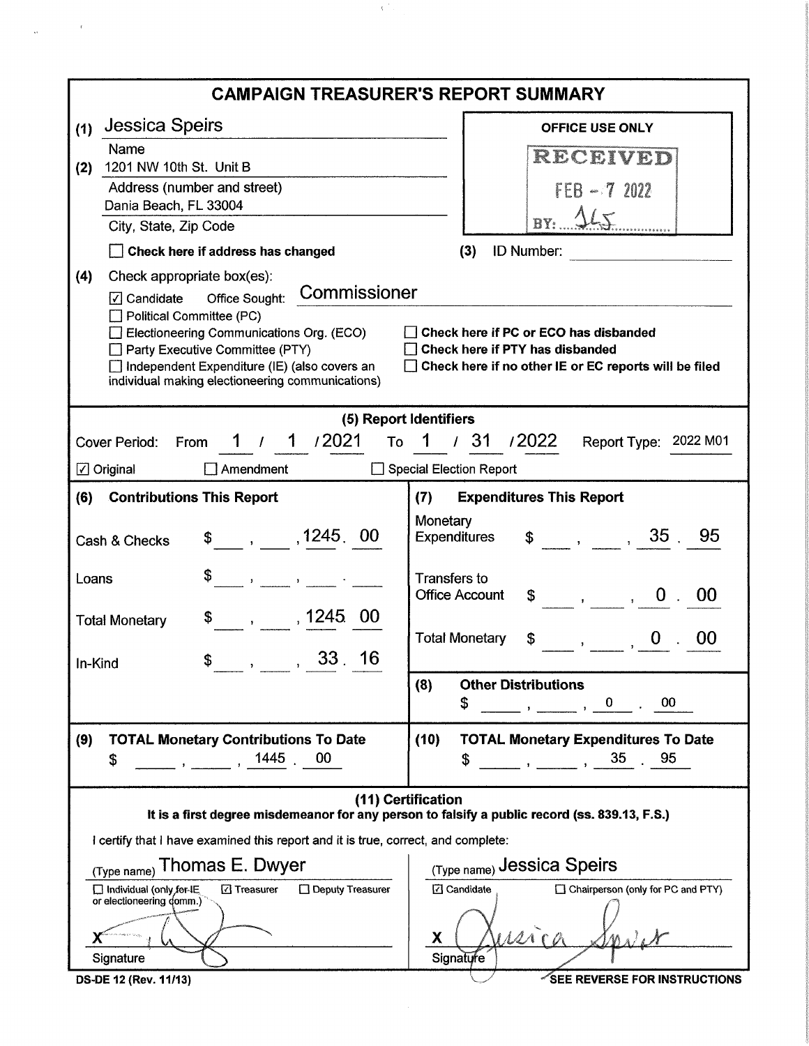# CAMPAIGN TREASURER'S REPORT SUMMARY

**(1)** Jessica Speirs
Name

**(2)** 1201 NW 10th St. Unit B
Address (number and street)
Dania Beach, FL 33004
City, State, Zip Code

☐ **Check here if address has changed**

OFFICE USE ONLY
RECEIVED
FEB - 7 2022
BY: JLS

**(3)** ID Number:

**(4)** Check appropriate box(es):

☑ Candidate Office Sought: Commissioner
☐ Political Committee (PC)
☐ Electioneering Communications Org. (ECO)
☐ Party Executive Committee (PTY)
☐ Independent Expenditure (IE) (also covers an individual making electioneering communications)

☐ **Check here if PC or ECO has disbanded**
☐ **Check here if PTY has disbanded**
☐ **Check here if no other IE or EC reports will be filed**

## (5) Report Identifiers

Cover Period: From 1 / 1 / 2021 To 1 / 31 / 2022 Report Type: 2022 M01

☑ Original ☐ Amendment ☐ Special Election Report

| **(6) Contributions This Report** | | **(7) Expenditures This Report** | |
|---|---|---|---|
| Cash & Checks | $ 1245.00 | Monetary Expenditures | $ 35.95 |
| Loans | $ | Transfers to Office Account | $ 0.00 |
| Total Monetary | $ 1245.00 | Total Monetary | $ 0.00 |
| In-Kind | $ 33.16 | **(8) Other Distributions** | $ 0.00 |

| **(9) TOTAL Monetary Contributions To Date** | **(10) TOTAL Monetary Expenditures To Date** |
|---|---|
| $ 1445.00 | $ 35.95 |

## (11) Certification

**It is a first degree misdemeanor for any person to falsify a public record (ss. 839.13, F.S.)**

I certify that I have examined this report and it is true, correct, and complete:

(Type name) Thomas E. Dwyer
☐ Individual (only for IE or electioneering comm.) ☑ Treasurer ☐ Deputy Treasurer
X [signature]
Signature

(Type name) Jessica Speirs
☑ Candidate ☐ Chairperson (only for PC and PTY)
X [signature]
Signature

DS-DE 12 (Rev. 11/13)

SEE REVERSE FOR INSTRUCTIONS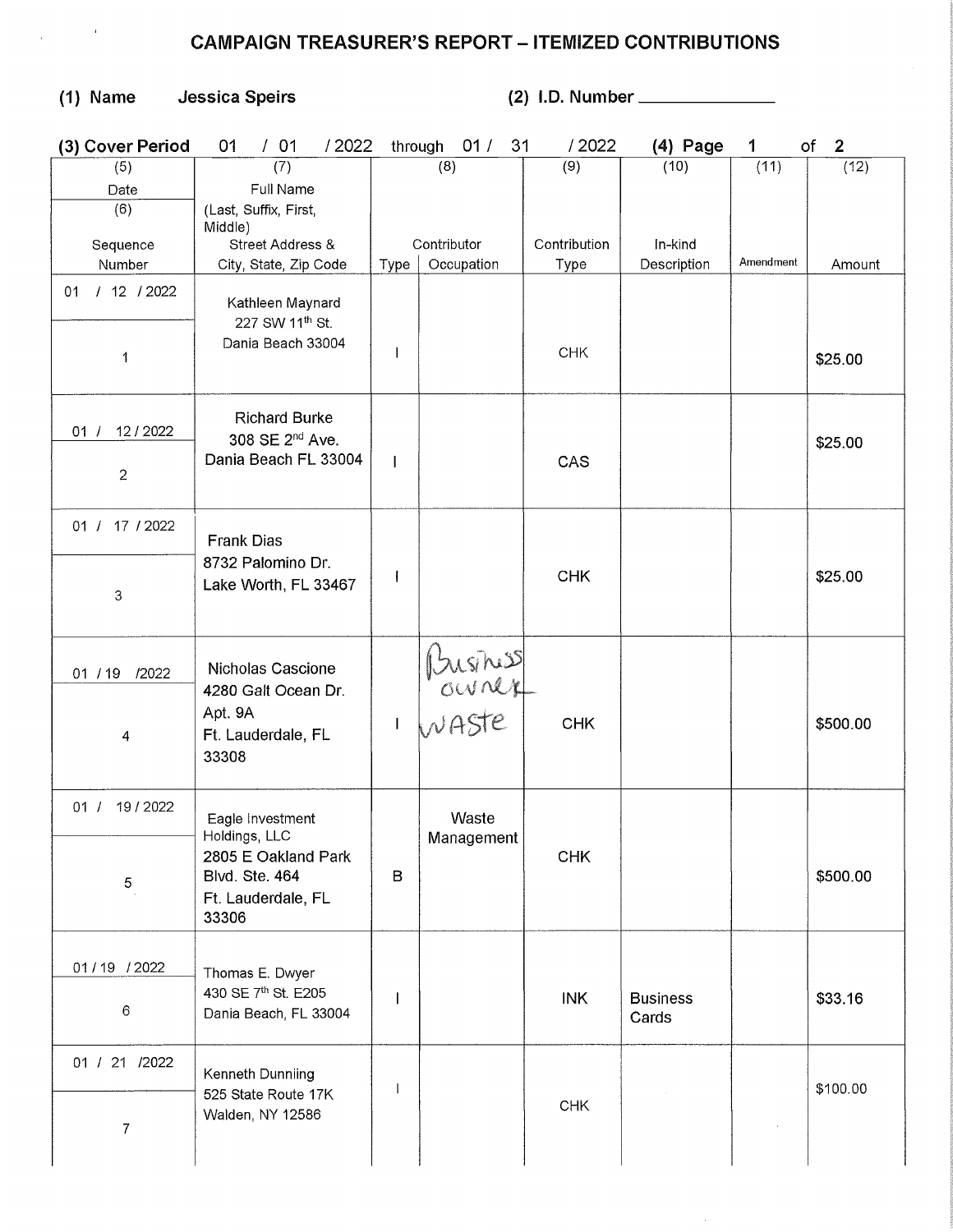# CAMPAIGN TREASURER'S REPORT – ITEMIZED CONTRIBUTIONS

**(1) Name** Jessica Speirs **(2) I.D. Number** ______________

**(3) Cover Period** 01 / 01 / 2022 through 01 / 31 / 2022 **(4) Page** 1 of 2

| (5) Date / (6) Sequence Number | (7) Full Name (Last, Suffix, First, Middle) Street Address & City, State, Zip Code | (8) Contributor Type | (8) Contributor Occupation | (9) Contribution Type | (10) In-kind Description | (11) Amendment | (12) Amount |
|---|---|---|---|---|---|---|---|
| 01 / 12 / 2022 <br> 1 | Kathleen Maynard <br> 227 SW 11th St. <br> Dania Beach 33004 | I | | CHK | | | $25.00 |
| 01 / 12 / 2022 <br> 2 | Richard Burke <br> 308 SE 2nd Ave. <br> Dania Beach FL 33004 | I | | CAS | | | $25.00 |
| 01 / 17 / 2022 <br> 3 | Frank Dias <br> 8732 Palomino Dr. <br> Lake Worth, FL 33467 | I | | CHK | | | $25.00 |
| 01 / 19 / 2022 <br> 4 | Nicholas Cascione <br> 4280 Galt Ocean Dr. <br> Apt. 9A <br> Ft. Lauderdale, FL 33308 | I | Business owner waste | CHK | | | $500.00 |
| 01 / 19 / 2022 <br> 5 | Eagle Investment Holdings, LLC <br> 2805 E Oakland Park Blvd. Ste. 464 <br> Ft. Lauderdale, FL 33306 | B | Waste Management | CHK | | | $500.00 |
| 01 / 19 / 2022 <br> 6 | Thomas E. Dwyer <br> 430 SE 7th St. E205 <br> Dania Beach, FL 33004 | I | | INK | Business Cards | | $33.16 |
| 01 / 21 / 2022 <br> 7 | Kenneth Dunniing <br> 525 State Route 17K <br> Walden, NY 12586 | I | | CHK | | | $100.00 |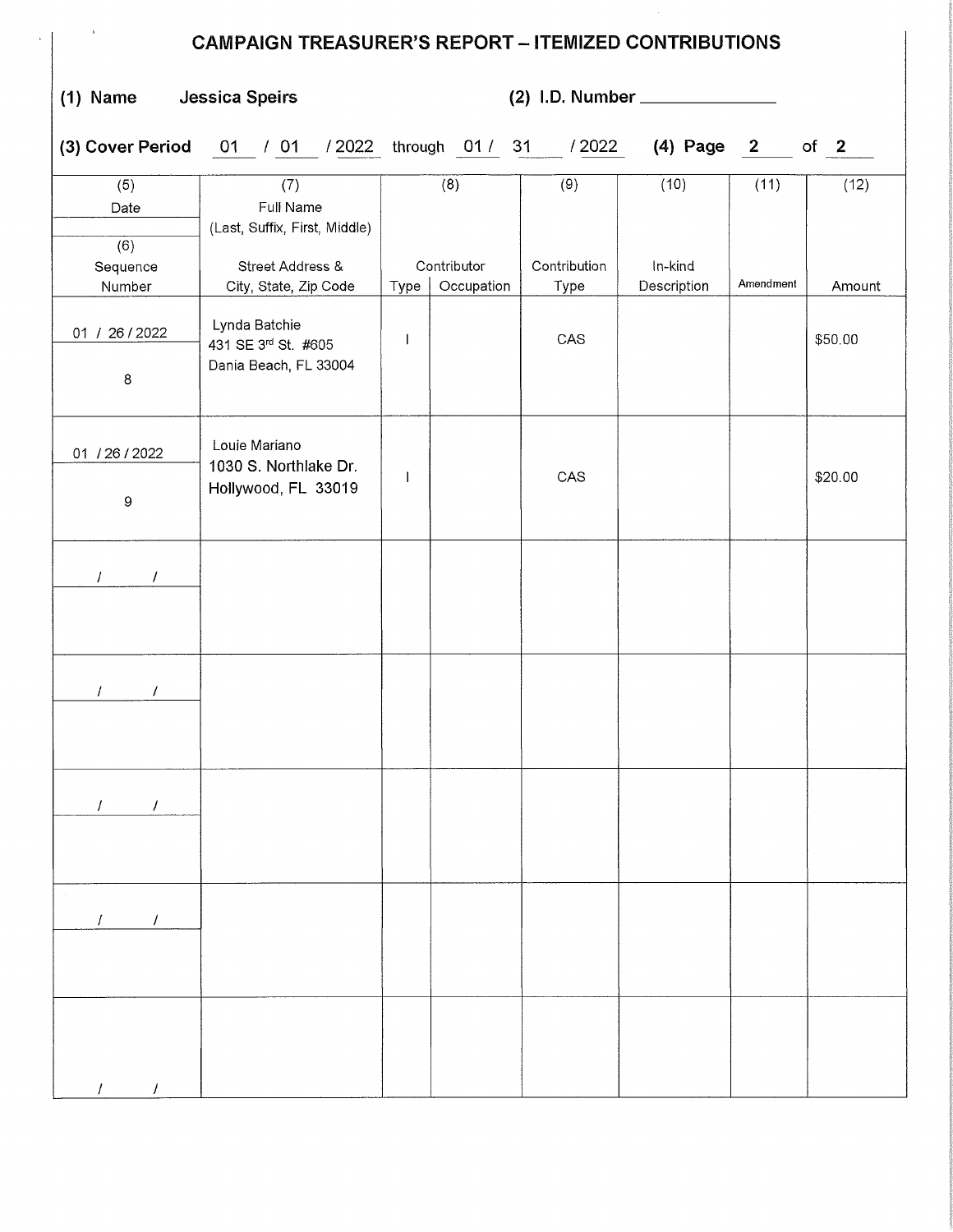# CAMPAIGN TREASURER'S REPORT – ITEMIZED CONTRIBUTIONS

**(1) Name** Jessica Speirs **(2) I.D. Number** ______________

**(3) Cover Period** 01 / 01 / 2022 through 01 / 31 / 2022 **(4) Page** 2 of 2

| (5) Date / (6) Sequence Number | (7) Full Name (Last, Suffix, First, Middle) Street Address & City, State, Zip Code | (8) Contributor Type | (8) Contributor Occupation | (9) Contribution Type | (10) In-kind Description | (11) Amendment | (12) Amount |
|---|---|---|---|---|---|---|---|
| 01 / 26 / 2022 / 8 | Lynda Batchie 431 SE 3rd St. #605 Dania Beach, FL 33004 | I | | CAS | | | $50.00 |
| 01 / 26 / 2022 / 9 | Louie Mariano 1030 S. Northlake Dr. Hollywood, FL 33019 | I | | CAS | | | $20.00 |
| / / | | | | | | | |
| / / | | | | | | | |
| / / | | | | | | | |
| / / | | | | | | | |
| / / | | | | | | | |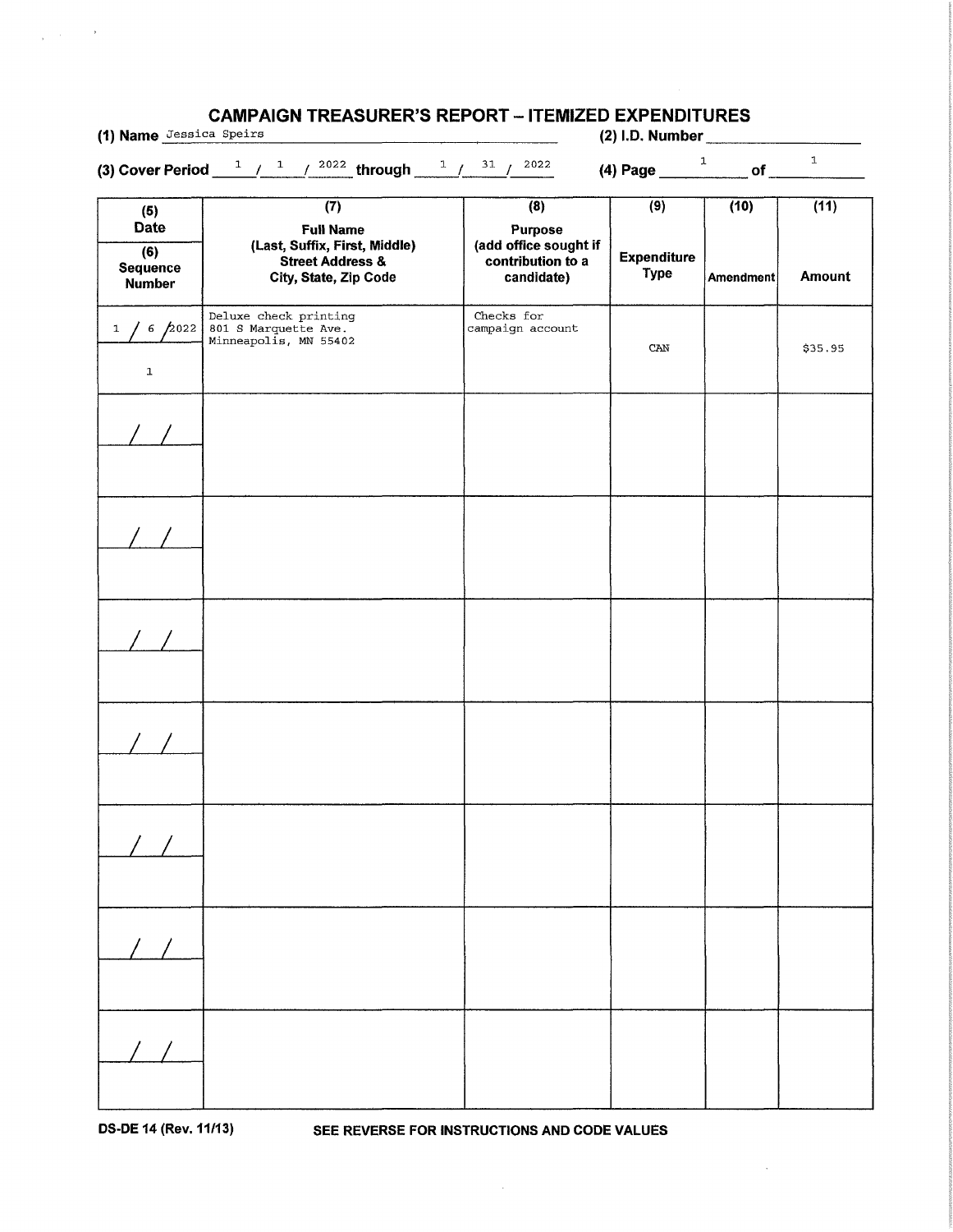# CAMPAIGN TREASURER'S REPORT – ITEMIZED EXPENDITURES

**(1) Name** Jessica Speirs **(2) I.D. Number** ____________

**(3) Cover Period** 1 / 1 / 2022 **through** 1 / 31 / 2022 **(4) Page** 1 **of** 1

| (5) Date / (6) Sequence Number | (7) Full Name (Last, Suffix, First, Middle) Street Address & City, State, Zip Code | (8) Purpose (add office sought if contribution to a candidate) | (9) Expenditure Type | (10) Amendment | (11) Amount |
|---|---|---|---|---|---|
| 1 / 6 / 2022<br>1 | Deluxe check printing<br>801 S Marquette Ave.<br>Minneapolis, MN 55402 | Checks for campaign account | CAN | | $35.95 |
| / / | | | | | |
| / / | | | | | |
| / / | | | | | |
| / / | | | | | |
| / / | | | | | |
| / / | | | | | |
| / / | | | | | |

**DS-DE 14 (Rev. 11/13)** **SEE REVERSE FOR INSTRUCTIONS AND CODE VALUES**